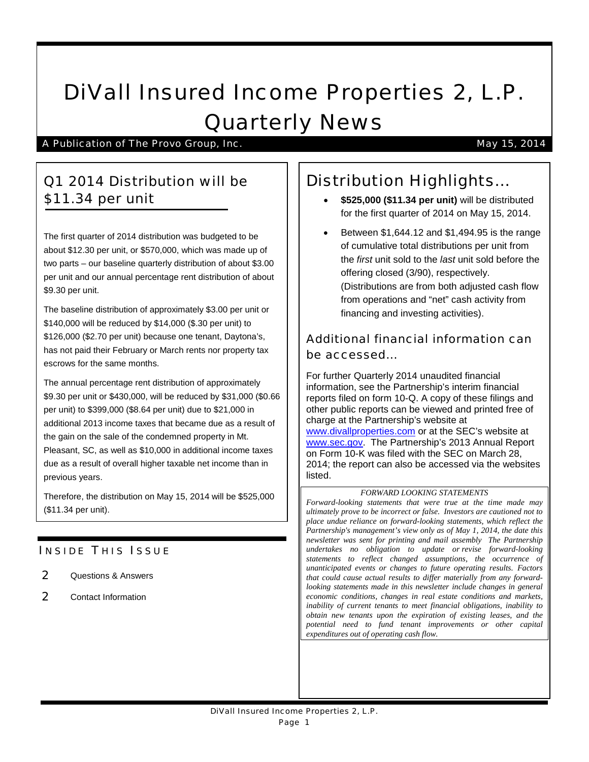# DiVall Insured Income Properties 2, L.P.
# Quarterly News

A Publication of The Provo Group, Inc. May 15, 2014

## Q1 2014 Distribution will be $11.34 per unit

The first quarter of 2014 distribution was budgeted to be about $12.30 per unit, or $570,000, which was made up of two parts – our baseline quarterly distribution of about $3.00 per unit and our annual percentage rent distribution of about $9.30 per unit.

The baseline distribution of approximately $3.00 per unit or $140,000 will be reduced by $14,000 ($.30 per unit) to $126,000 ($2.70 per unit) because one tenant, Daytona's, has not paid their February or March rents nor property tax escrows for the same months.

The annual percentage rent distribution of approximately $9.30 per unit or $430,000, will be reduced by $31,000 ($0.66 per unit) to $399,000 ($8.64 per unit) due to $21,000 in additional 2013 income taxes that became due as a result of the gain on the sale of the condemned property in Mt. Pleasant, SC, as well as $10,000 in additional income taxes due as a result of overall higher taxable net income than in previous years.

Therefore, the distribution on May 15, 2014 will be $525,000 ($11.34 per unit).

### Inside This Issue

- 2 Questions & Answers
- 2 Contact Information

## Distribution Highlights…

- **$525,000 ($11.34 per unit)** will be distributed for the first quarter of 2014 on May 15, 2014.
- Between $1,644.12 and $1,494.95 is the range of cumulative total distributions per unit from the *first* unit sold to the *last* unit sold before the offering closed (3/90), respectively. (Distributions are from both adjusted cash flow from operations and "net" cash activity from financing and investing activities).

### Additional financial information can be accessed…

For further Quarterly 2014 unaudited financial information, see the Partnership's interim financial reports filed on form 10-Q. A copy of these filings and other public reports can be viewed and printed free of charge at the Partnership's website at www.divallproperties.com or at the SEC's website at www.sec.gov. The Partnership's 2013 Annual Report on Form 10-K was filed with the SEC on March 28, 2014; the report can also be accessed via the websites listed.

*FORWARD LOOKING STATEMENTS*

*Forward-looking statements that were true at the time made may ultimately prove to be incorrect or false. Investors are cautioned not to place undue reliance on forward-looking statements, which reflect the Partnership's management's view only as of May 1, 2014, the date this newsletter was sent for printing and mail assembly The Partnership undertakes no obligation to update or revise forward-looking statements to reflect changed assumptions, the occurrence of unanticipated events or changes to future operating results. Factors that could cause actual results to differ materially from any forward-looking statements made in this newsletter include changes in general economic conditions, changes in real estate conditions and markets, inability of current tenants to meet financial obligations, inability to obtain new tenants upon the expiration of existing leases, and the potential need to fund tenant improvements or other capital expenditures out of operating cash flow.*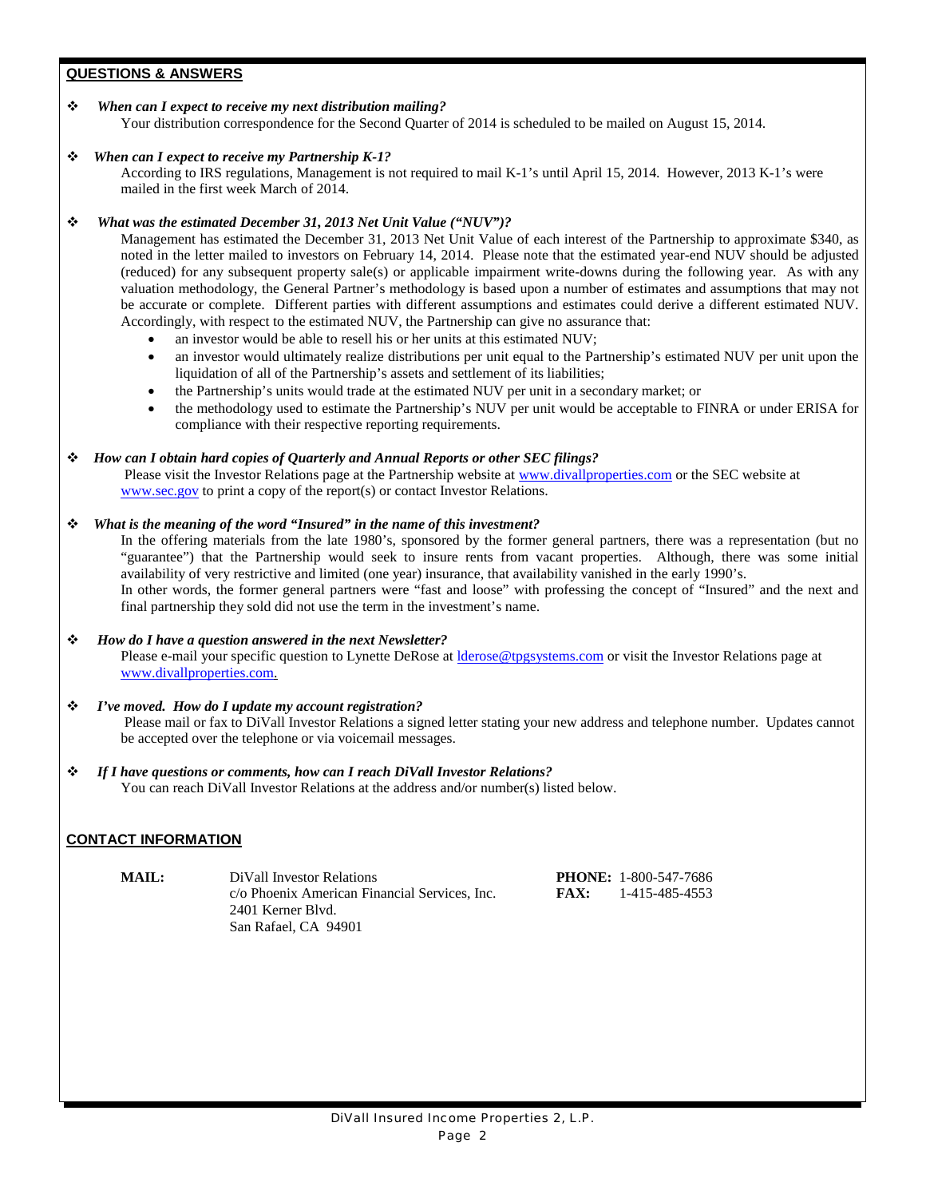## QUESTIONS & ANSWERS

- ***When can I expect to receive my next distribution mailing?***
  Your distribution correspondence for the Second Quarter of 2014 is scheduled to be mailed on August 15, 2014.

- ***When can I expect to receive my Partnership K-1?***
  According to IRS regulations, Management is not required to mail K-1's until April 15, 2014. However, 2013 K-1's were mailed in the first week March of 2014.

- ***What was the estimated December 31, 2013 Net Unit Value ("NUV")?***
  Management has estimated the December 31, 2013 Net Unit Value of each interest of the Partnership to approximate $340, as noted in the letter mailed to investors on February 14, 2014. Please note that the estimated year-end NUV should be adjusted (reduced) for any subsequent property sale(s) or applicable impairment write-downs during the following year. As with any valuation methodology, the General Partner's methodology is based upon a number of estimates and assumptions that may not be accurate or complete. Different parties with different assumptions and estimates could derive a different estimated NUV. Accordingly, with respect to the estimated NUV, the Partnership can give no assurance that:
  - an investor would be able to resell his or her units at this estimated NUV;
  - an investor would ultimately realize distributions per unit equal to the Partnership's estimated NUV per unit upon the liquidation of all of the Partnership's assets and settlement of its liabilities;
  - the Partnership's units would trade at the estimated NUV per unit in a secondary market; or
  - the methodology used to estimate the Partnership's NUV per unit would be acceptable to FINRA or under ERISA for compliance with their respective reporting requirements.

- ***How can I obtain hard copies of Quarterly and Annual Reports or other SEC filings?***
  Please visit the Investor Relations page at the Partnership website at www.divallproperties.com or the SEC website at www.sec.gov to print a copy of the report(s) or contact Investor Relations.

- ***What is the meaning of the word "Insured" in the name of this investment?***
  In the offering materials from the late 1980's, sponsored by the former general partners, there was a representation (but no "guarantee") that the Partnership would seek to insure rents from vacant properties. Although, there was some initial availability of very restrictive and limited (one year) insurance, that availability vanished in the early 1990's.
  In other words, the former general partners were "fast and loose" with professing the concept of "Insured" and the next and final partnership they sold did not use the term in the investment's name.

- ***How do I have a question answered in the next Newsletter?***
  Please e-mail your specific question to Lynette DeRose at lderose@tpgsystems.com or visit the Investor Relations page at www.divallproperties.com.

- ***I've moved. How do I update my account registration?***
  Please mail or fax to DiVall Investor Relations a signed letter stating your new address and telephone number. Updates cannot be accepted over the telephone or via voicemail messages.

- ***If I have questions or comments, how can I reach DiVall Investor Relations?***
  You can reach DiVall Investor Relations at the address and/or number(s) listed below.

## CONTACT INFORMATION

**MAIL:**
DiVall Investor Relations
c/o Phoenix American Financial Services, Inc.
2401 Kerner Blvd.
San Rafael, CA 94901

**PHONE:** 1-800-547-7686
**FAX:** 1-415-485-4553